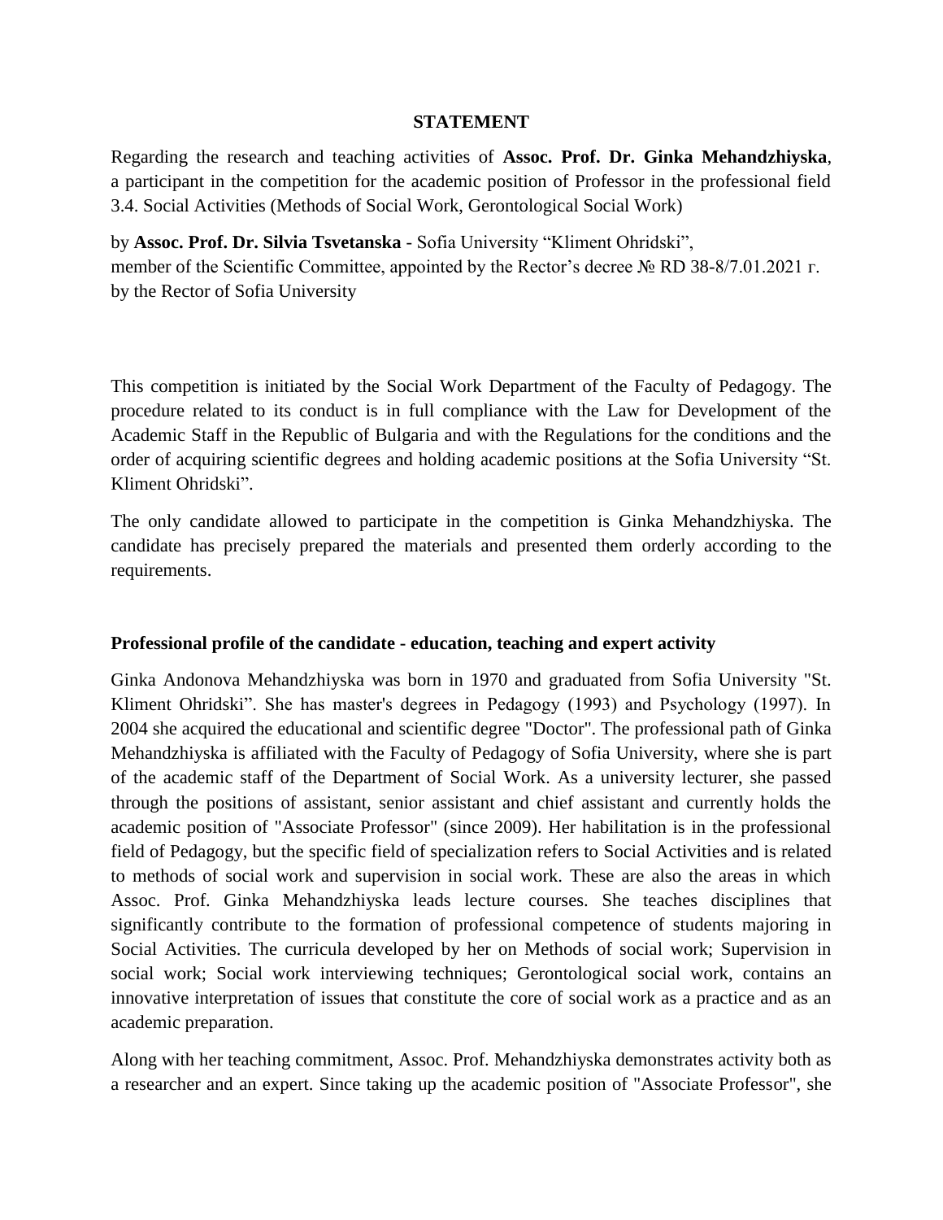**STATEMENT**

Regarding the research and teaching activities of **Assoc. Prof. Dr. Ginka Mehandzhiyska**, a participant in the competition for the academic position of Professor in the professional field 3.4. Social Activities (Methods of Social Work, Gerontological Social Work)

by **Assoc. Prof. Dr. Silvia Tsvetanska** - Sofia University "Kliment Ohridski", member of the Scientific Committee, appointed by the Rector's decree № RD 38-8/7.01.2021 г. by the Rector of Sofia University

This competition is initiated by the Social Work Department of the Faculty of Pedagogy. The procedure related to its conduct is in full compliance with the Law for Development of the Academic Staff in the Republic of Bulgaria and with the Regulations for the conditions and the order of acquiring scientific degrees and holding academic positions at the Sofia University "St. Kliment Ohridski".

The only candidate allowed to participate in the competition is Ginka Mehandzhiyska. The candidate has precisely prepared the materials and presented them orderly according to the requirements.

**Professional profile of the candidate - education, teaching and expert activity**

Ginka Andonova Mehandzhiyska was born in 1970 and graduated from Sofia University "St. Kliment Ohridski". She has master's degrees in Pedagogy (1993) and Psychology (1997). In 2004 she acquired the educational and scientific degree "Doctor". The professional path of Ginka Mehandzhiyska is affiliated with the Faculty of Pedagogy of Sofia University, where she is part of the academic staff of the Department of Social Work. As a university lecturer, she passed through the positions of assistant, senior assistant and chief assistant and currently holds the academic position of "Associate Professor" (since 2009). Her habilitation is in the professional field of Pedagogy, but the specific field of specialization refers to Social Activities and is related to methods of social work and supervision in social work. These are also the areas in which Assoc. Prof. Ginka Mehandzhiyska leads lecture courses. She teaches disciplines that significantly contribute to the formation of professional competence of students majoring in Social Activities. The curricula developed by her on Methods of social work; Supervision in social work; Social work interviewing techniques; Gerontological social work, contains an innovative interpretation of issues that constitute the core of social work as a practice and as an academic preparation.

Along with her teaching commitment, Assoc. Prof. Mehandzhiyska demonstrates activity both as a researcher and an expert. Since taking up the academic position of "Associate Professor", she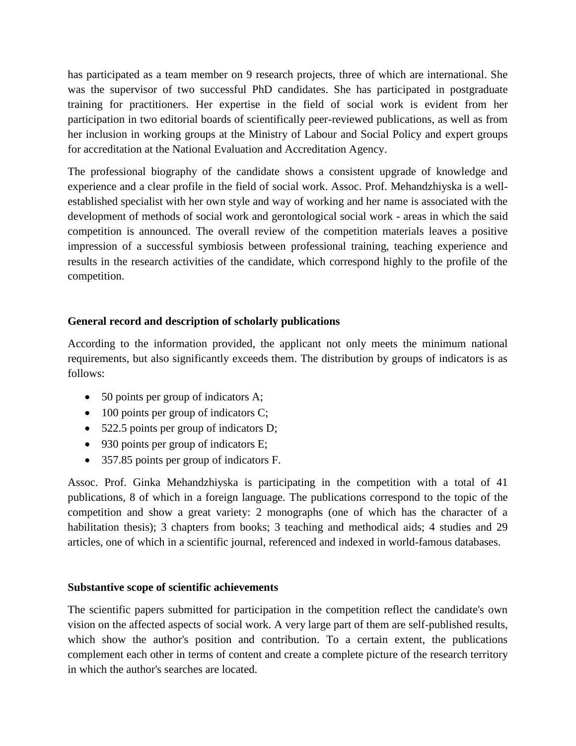has participated as a team member on 9 research projects, three of which are international. She was the supervisor of two successful PhD candidates. She has participated in postgraduate training for practitioners. Her expertise in the field of social work is evident from her participation in two editorial boards of scientifically peer-reviewed publications, as well as from her inclusion in working groups at the Ministry of Labour and Social Policy and expert groups for accreditation at the National Evaluation and Accreditation Agency.

The professional biography of the candidate shows a consistent upgrade of knowledge and experience and a clear profile in the field of social work. Assoc. Prof. Mehandzhiyska is a well-established specialist with her own style and way of working and her name is associated with the development of methods of social work and gerontological social work - areas in which the said competition is announced. The overall review of the competition materials leaves a positive impression of a successful symbiosis between professional training, teaching experience and results in the research activities of the candidate, which correspond highly to the profile of the competition.

**General record and description of scholarly publications**

According to the information provided, the applicant not only meets the minimum national requirements, but also significantly exceeds them. The distribution by groups of indicators is as follows:

- 50 points per group of indicators A;
- 100 points per group of indicators C;
- 522.5 points per group of indicators D;
- 930 points per group of indicators E;
- 357.85 points per group of indicators F.

Assoc. Prof. Ginka Mehandzhiyska is participating in the competition with a total of 41 publications, 8 of which in a foreign language. The publications correspond to the topic of the competition and show a great variety: 2 monographs (one of which has the character of a habilitation thesis); 3 chapters from books; 3 teaching and methodical aids; 4 studies and 29 articles, one of which in a scientific journal, referenced and indexed in world-famous databases.

**Substantive scope of scientific achievements**

The scientific papers submitted for participation in the competition reflect the candidate's own vision on the affected aspects of social work. A very large part of them are self-published results, which show the author's position and contribution. To a certain extent, the publications complement each other in terms of content and create a complete picture of the research territory in which the author's searches are located.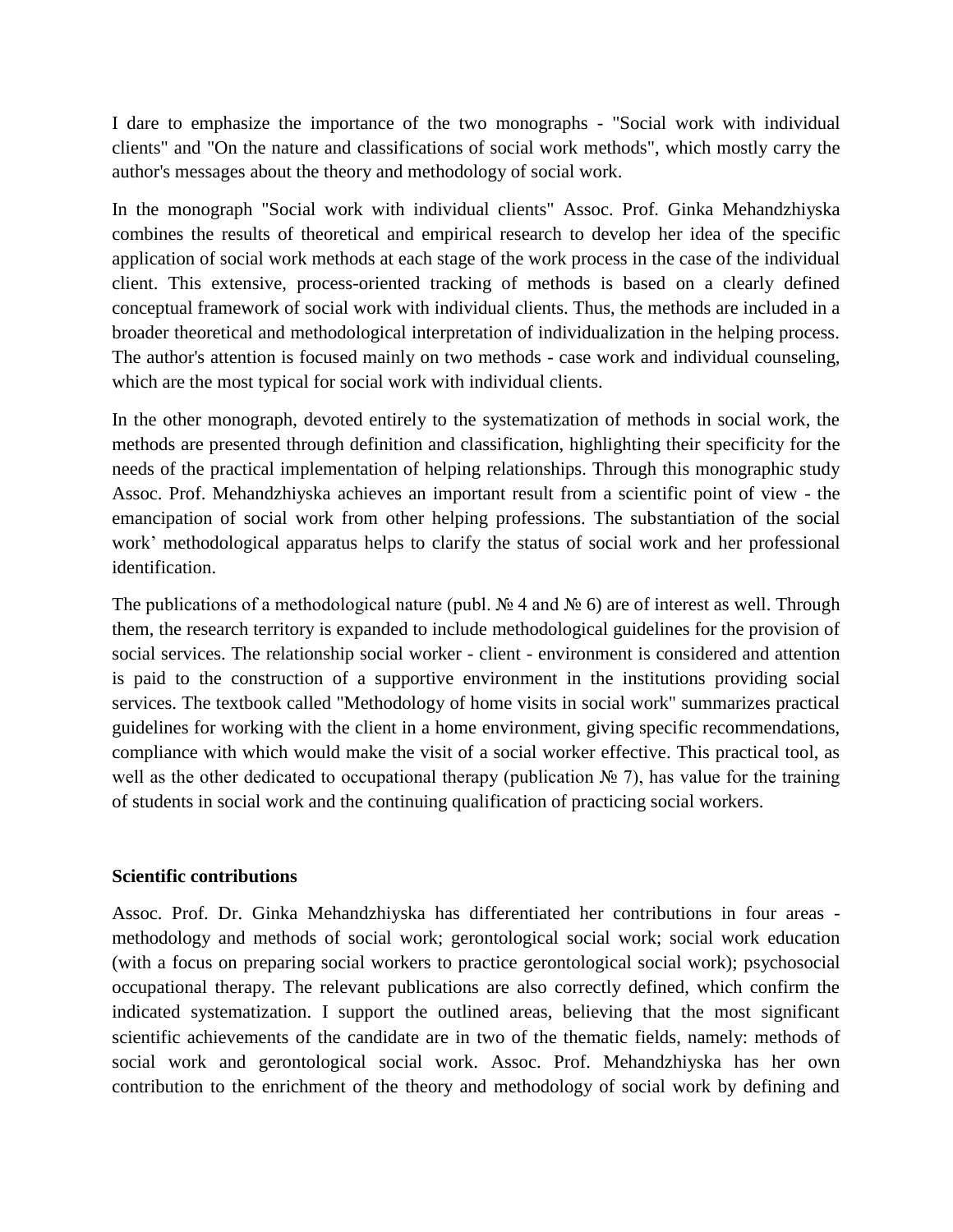I dare to emphasize the importance of the two monographs - "Social work with individual clients" and "On the nature and classifications of social work methods", which mostly carry the author's messages about the theory and methodology of social work.

In the monograph "Social work with individual clients" Assoc. Prof. Ginka Mehandzhiyska combines the results of theoretical and empirical research to develop her idea of the specific application of social work methods at each stage of the work process in the case of the individual client. This extensive, process-oriented tracking of methods is based on a clearly defined conceptual framework of social work with individual clients. Thus, the methods are included in a broader theoretical and methodological interpretation of individualization in the helping process. The author's attention is focused mainly on two methods - case work and individual counseling, which are the most typical for social work with individual clients.

In the other monograph, devoted entirely to the systematization of methods in social work, the methods are presented through definition and classification, highlighting their specificity for the needs of the practical implementation of helping relationships. Through this monographic study Assoc. Prof. Mehandzhiyska achieves an important result from a scientific point of view - the emancipation of social work from other helping professions. The substantiation of the social work' methodological apparatus helps to clarify the status of social work and her professional identification.

The publications of a methodological nature (publ. № 4 and № 6) are of interest as well. Through them, the research territory is expanded to include methodological guidelines for the provision of social services. The relationship social worker - client - environment is considered and attention is paid to the construction of a supportive environment in the institutions providing social services. The textbook called "Methodology of home visits in social work" summarizes practical guidelines for working with the client in a home environment, giving specific recommendations, compliance with which would make the visit of a social worker effective. This practical tool, as well as the other dedicated to occupational therapy (publication № 7), has value for the training of students in social work and the continuing qualification of practicing social workers.

**Scientific contributions**

Assoc. Prof. Dr. Ginka Mehandzhiyska has differentiated her contributions in four areas - methodology and methods of social work; gerontological social work; social work education (with a focus on preparing social workers to practice gerontological social work); psychosocial occupational therapy. The relevant publications are also correctly defined, which confirm the indicated systematization. I support the outlined areas, believing that the most significant scientific achievements of the candidate are in two of the thematic fields, namely: methods of social work and gerontological social work. Assoc. Prof. Mehandzhiyska has her own contribution to the enrichment of the theory and methodology of social work by defining and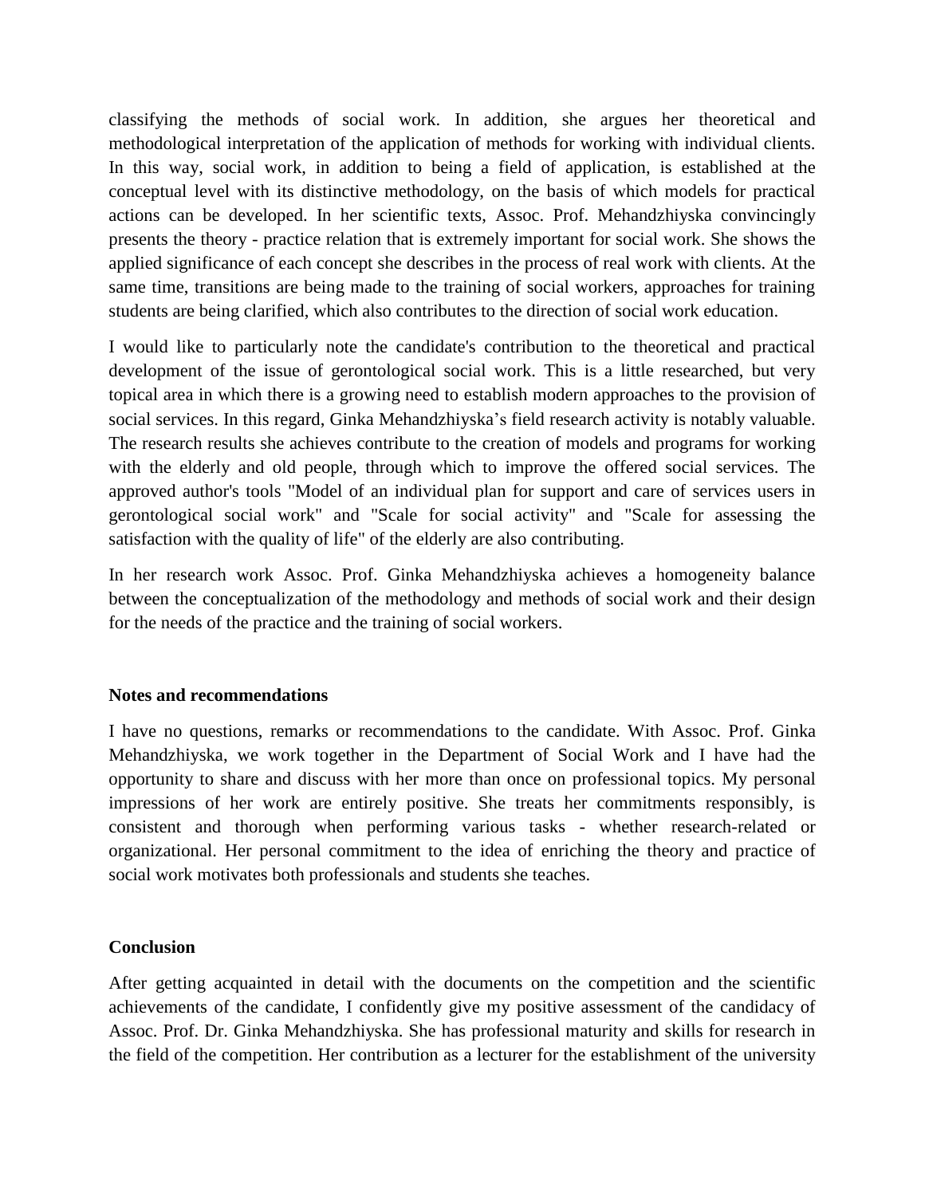classifying the methods of social work. In addition, she argues her theoretical and methodological interpretation of the application of methods for working with individual clients. In this way, social work, in addition to being a field of application, is established at the conceptual level with its distinctive methodology, on the basis of which models for practical actions can be developed. In her scientific texts, Assoc. Prof. Mehandzhiyska convincingly presents the theory - practice relation that is extremely important for social work. She shows the applied significance of each concept she describes in the process of real work with clients. At the same time, transitions are being made to the training of social workers, approaches for training students are being clarified, which also contributes to the direction of social work education.

I would like to particularly note the candidate's contribution to the theoretical and practical development of the issue of gerontological social work. This is a little researched, but very topical area in which there is a growing need to establish modern approaches to the provision of social services. In this regard, Ginka Mehandzhiyska's field research activity is notably valuable. The research results she achieves contribute to the creation of models and programs for working with the elderly and old people, through which to improve the offered social services. The approved author's tools "Model of an individual plan for support and care of services users in gerontological social work" and "Scale for social activity" and "Scale for assessing the satisfaction with the quality of life" of the elderly are also contributing.

In her research work Assoc. Prof. Ginka Mehandzhiyska achieves a homogeneity balance between the conceptualization of the methodology and methods of social work and their design for the needs of the practice and the training of social workers.

**Notes and recommendations**

I have no questions, remarks or recommendations to the candidate. With Assoc. Prof. Ginka Mehandzhiyska, we work together in the Department of Social Work and I have had the opportunity to share and discuss with her more than once on professional topics. My personal impressions of her work are entirely positive. She treats her commitments responsibly, is consistent and thorough when performing various tasks - whether research-related or organizational. Her personal commitment to the idea of enriching the theory and practice of social work motivates both professionals and students she teaches.

**Conclusion**

After getting acquainted in detail with the documents on the competition and the scientific achievements of the candidate, I confidently give my positive assessment of the candidacy of Assoc. Prof. Dr. Ginka Mehandzhiyska. She has professional maturity and skills for research in the field of the competition. Her contribution as a lecturer for the establishment of the university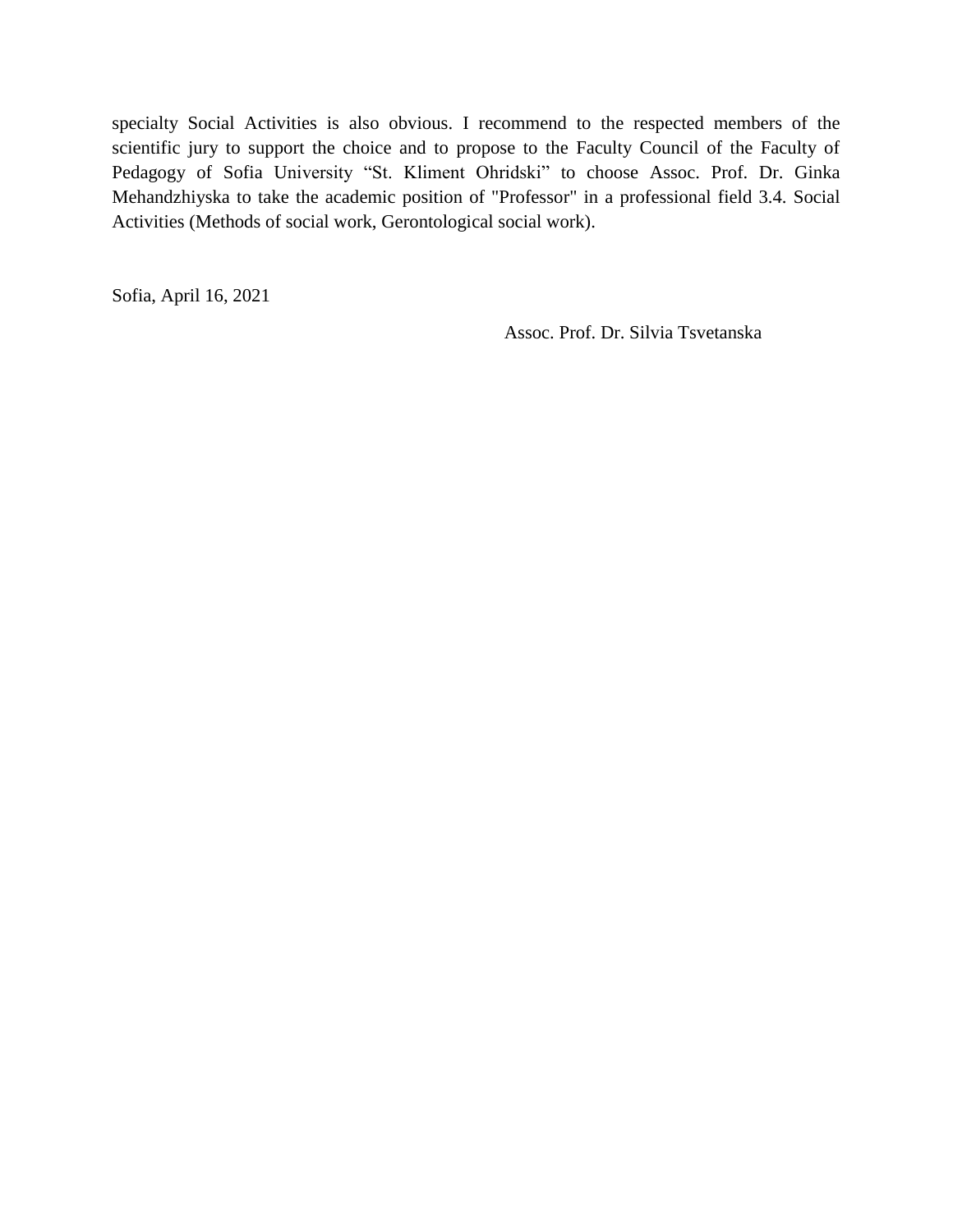specialty Social Activities is also obvious. I recommend to the respected members of the scientific jury to support the choice and to propose to the Faculty Council of the Faculty of Pedagogy of Sofia University "St. Kliment Ohridski" to choose Assoc. Prof. Dr. Ginka Mehandzhiyska to take the academic position of "Professor" in a professional field 3.4. Social Activities (Methods of social work, Gerontological social work).

Sofia, April 16, 2021

Assoc. Prof. Dr. Silvia Tsvetanska